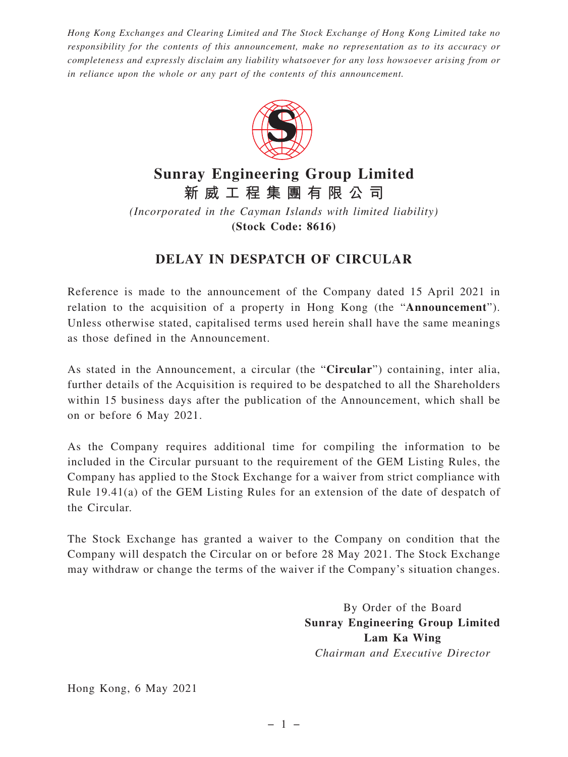*Hong Kong Exchanges and Clearing Limited and The Stock Exchange of Hong Kong Limited take no responsibility for the contents of this announcement, make no representation as to its accuracy or completeness and expressly disclaim any liability whatsoever for any loss howsoever arising from or in reliance upon the whole or any part of the contents of this announcement.*

# Sunray Engineering Group Limited
# 新威工程集團有限公司

*(Incorporated in the Cayman Islands with limited liability)*

**(Stock Code: 8616)**

## DELAY IN DESPATCH OF CIRCULAR

Reference is made to the announcement of the Company dated 15 April 2021 in relation to the acquisition of a property in Hong Kong (the "**Announcement**"). Unless otherwise stated, capitalised terms used herein shall have the same meanings as those defined in the Announcement.

As stated in the Announcement, a circular (the "**Circular**") containing, inter alia, further details of the Acquisition is required to be despatched to all the Shareholders within 15 business days after the publication of the Announcement, which shall be on or before 6 May 2021.

As the Company requires additional time for compiling the information to be included in the Circular pursuant to the requirement of the GEM Listing Rules, the Company has applied to the Stock Exchange for a waiver from strict compliance with Rule 19.41(a) of the GEM Listing Rules for an extension of the date of despatch of the Circular.

The Stock Exchange has granted a waiver to the Company on condition that the Company will despatch the Circular on or before 28 May 2021. The Stock Exchange may withdraw or change the terms of the waiver if the Company's situation changes.

By Order of the Board
**Sunray Engineering Group Limited**
**Lam Ka Wing**
*Chairman and Executive Director*

Hong Kong, 6 May 2021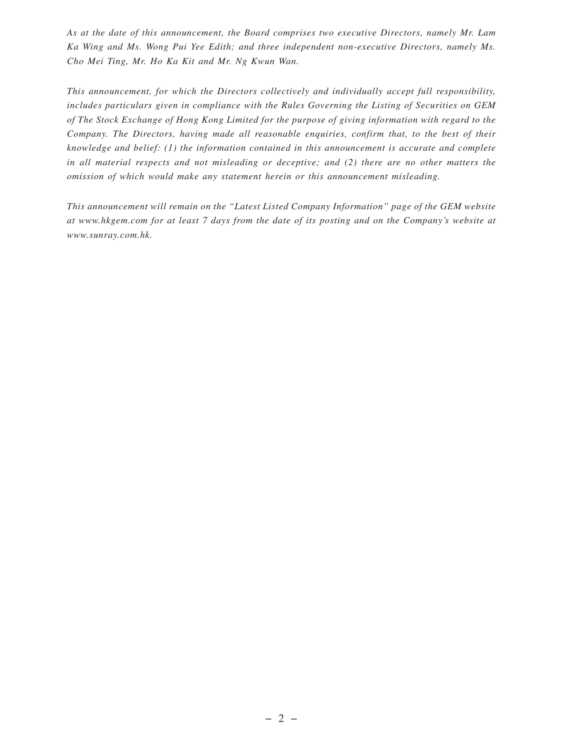*As at the date of this announcement, the Board comprises two executive Directors, namely Mr. Lam Ka Wing and Ms. Wong Pui Yee Edith; and three independent non-executive Directors, namely Ms. Cho Mei Ting, Mr. Ho Ka Kit and Mr. Ng Kwun Wan.*

*This announcement, for which the Directors collectively and individually accept full responsibility, includes particulars given in compliance with the Rules Governing the Listing of Securities on GEM of The Stock Exchange of Hong Kong Limited for the purpose of giving information with regard to the Company. The Directors, having made all reasonable enquiries, confirm that, to the best of their knowledge and belief: (1) the information contained in this announcement is accurate and complete in all material respects and not misleading or deceptive; and (2) there are no other matters the omission of which would make any statement herein or this announcement misleading.*

*This announcement will remain on the "Latest Listed Company Information" page of the GEM website at www.hkgem.com for at least 7 days from the date of its posting and on the Company's website at www.sunray.com.hk.*